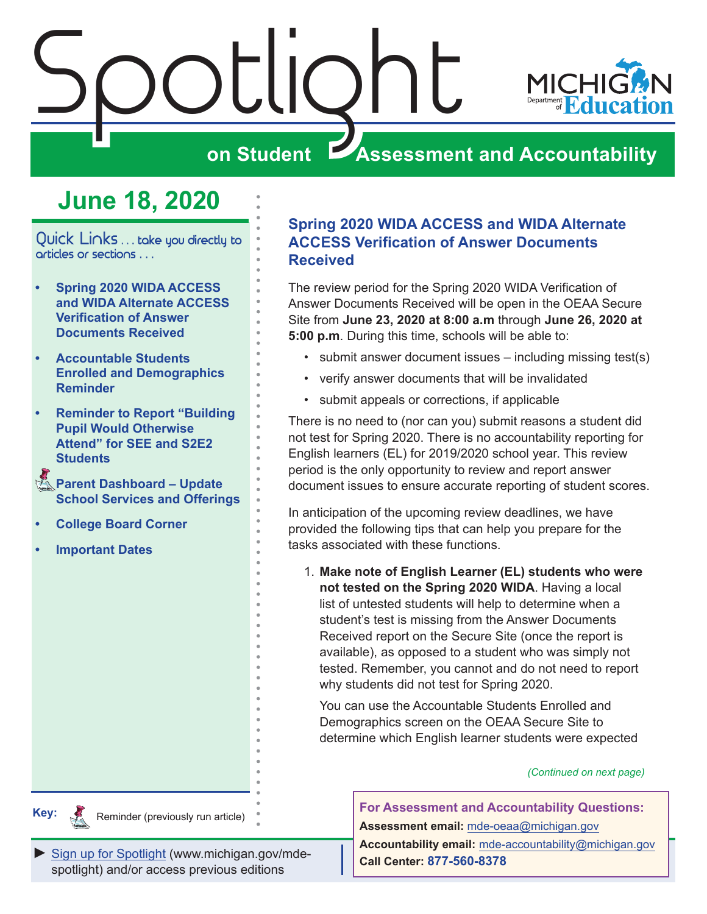# Spotlight on Student Assessment and Accountability

MICHIGAN Department of Education

## June 18, 2020

Quick Links . . . take you directly to articles or sections . . .

- **Spring 2020 WIDA ACCESS and WIDA Alternate ACCESS Verification of Answer Documents Received**
- **Accountable Students Enrolled and Demographics Reminder**
- **Reminder to Report "Building Pupil Would Otherwise Attend" for SEE and S2E2 Students**
- **Parent Dashboard – Update School Services and Offerings**
- **College Board Corner**
- **Important Dates**

Key: Reminder (previously run article)

► Sign up for Spotlight (www.michigan.gov/mde-spotlight) and/or access previous editions

## Spring 2020 WIDA ACCESS and WIDA Alternate ACCESS Verification of Answer Documents Received

The review period for the Spring 2020 WIDA Verification of Answer Documents Received will be open in the OEAA Secure Site from **June 23, 2020 at 8:00 a.m** through **June 26, 2020 at 5:00 p.m**. During this time, schools will be able to:

- submit answer document issues – including missing test(s)
- verify answer documents that will be invalidated
- submit appeals or corrections, if applicable

There is no need to (nor can you) submit reasons a student did not test for Spring 2020. There is no accountability reporting for English learners (EL) for 2019/2020 school year. This review period is the only opportunity to review and report answer document issues to ensure accurate reporting of student scores.

In anticipation of the upcoming review deadlines, we have provided the following tips that can help you prepare for the tasks associated with these functions.

1. **Make note of English Learner (EL) students who were not tested on the Spring 2020 WIDA**. Having a local list of untested students will help to determine when a student's test is missing from the Answer Documents Received report on the Secure Site (once the report is available), as opposed to a student who was simply not tested. Remember, you cannot and do not need to report why students did not test for Spring 2020.

   You can use the Accountable Students Enrolled and Demographics screen on the OEAA Secure Site to determine which English learner students were expected

*(Continued on next page)*

**For Assessment and Accountability Questions:**
**Assessment email:** mde-oeaa@michigan.gov
**Accountability email:** mde-accountability@michigan.gov
**Call Center: 877-560-8378**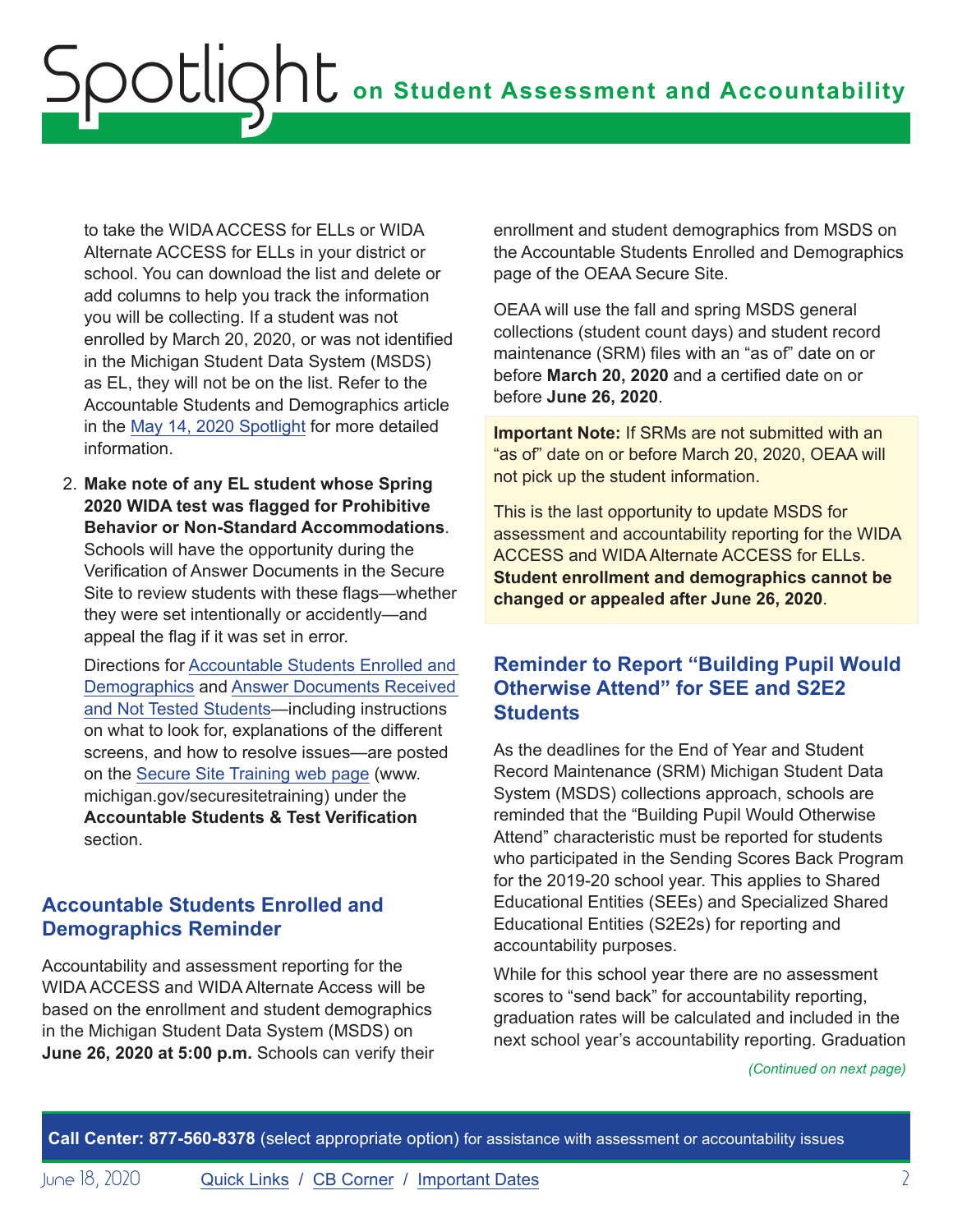to take the WIDA ACCESS for ELLs or WIDA Alternate ACCESS for ELLs in your district or school. You can download the list and delete or add columns to help you track the information you will be collecting. If a student was not enrolled by March 20, 2020, or was not identified in the Michigan Student Data System (MSDS) as EL, they will not be on the list. Refer to the Accountable Students and Demographics article in the May 14, 2020 Spotlight for more detailed information.

2. **Make note of any EL student whose Spring 2020 WIDA test was flagged for Prohibitive Behavior or Non-Standard Accommodations**. Schools will have the opportunity during the Verification of Answer Documents in the Secure Site to review students with these flags—whether they were set intentionally or accidently—and appeal the flag if it was set in error.

   Directions for Accountable Students Enrolled and Demographics and Answer Documents Received and Not Tested Students—including instructions on what to look for, explanations of the different screens, and how to resolve issues—are posted on the Secure Site Training web page (www.michigan.gov/securesitetraining) under the **Accountable Students & Test Verification** section.

## Accountable Students Enrolled and Demographics Reminder

Accountability and assessment reporting for the WIDA ACCESS and WIDA Alternate Access will be based on the enrollment and student demographics in the Michigan Student Data System (MSDS) on **June 26, 2020 at 5:00 p.m.** Schools can verify their enrollment and student demographics from MSDS on the Accountable Students Enrolled and Demographics page of the OEAA Secure Site.

OEAA will use the fall and spring MSDS general collections (student count days) and student record maintenance (SRM) files with an "as of" date on or before **March 20, 2020** and a certified date on or before **June 26, 2020**.

**Important Note:** If SRMs are not submitted with an "as of" date on or before March 20, 2020, OEAA will not pick up the student information.

This is the last opportunity to update MSDS for assessment and accountability reporting for the WIDA ACCESS and WIDA Alternate ACCESS for ELLs. **Student enrollment and demographics cannot be changed or appealed after June 26, 2020**.

## Reminder to Report "Building Pupil Would Otherwise Attend" for SEE and S2E2 Students

As the deadlines for the End of Year and Student Record Maintenance (SRM) Michigan Student Data System (MSDS) collections approach, schools are reminded that the "Building Pupil Would Otherwise Attend" characteristic must be reported for students who participated in the Sending Scores Back Program for the 2019-20 school year. This applies to Shared Educational Entities (SEEs) and Specialized Shared Educational Entities (S2E2s) for reporting and accountability purposes.

While for this school year there are no assessment scores to "send back" for accountability reporting, graduation rates will be calculated and included in the next school year's accountability reporting. Graduation

*(Continued on next page)*

**Call Center: 877-560-8378** (select appropriate option) for assistance with assessment or accountability issues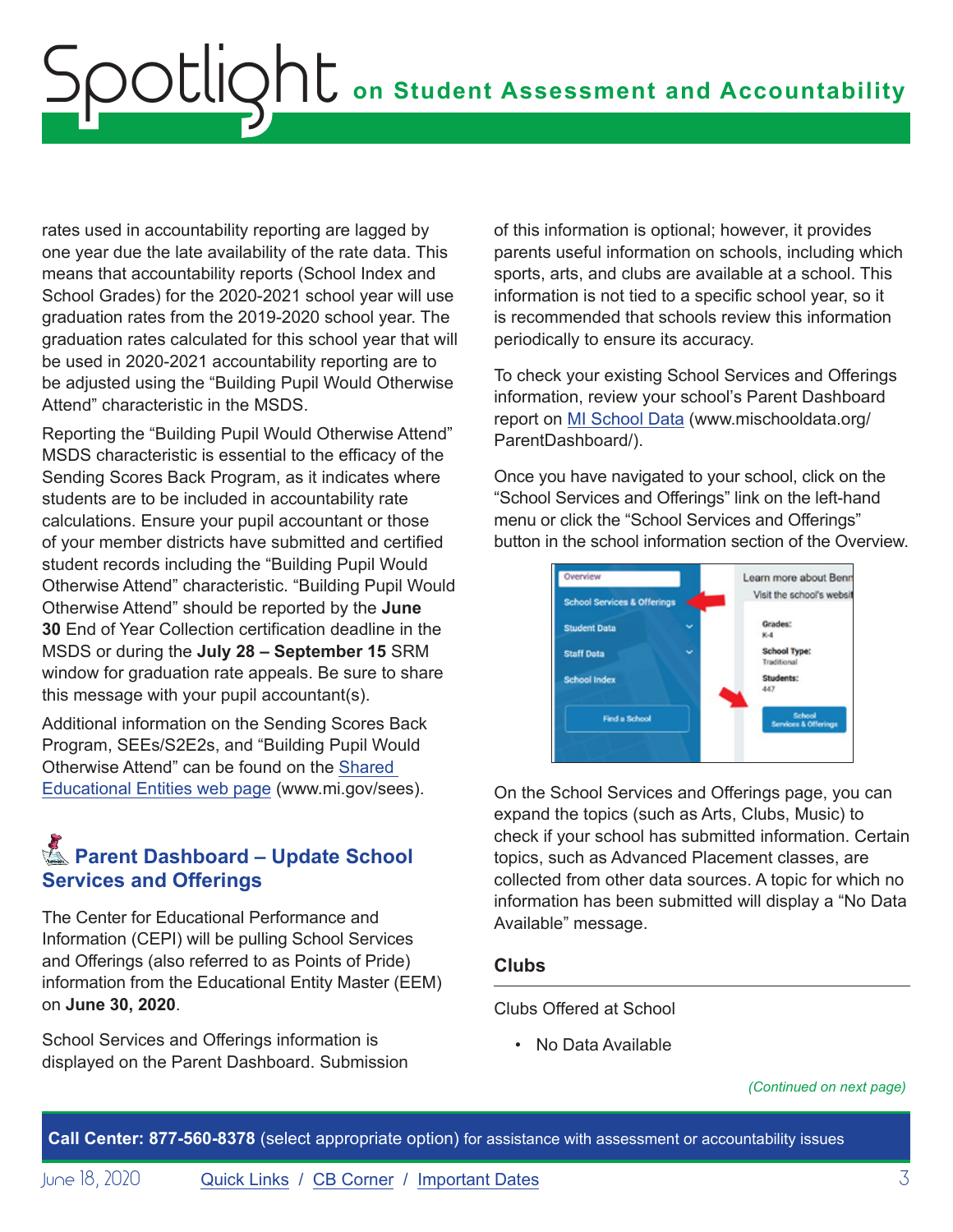rates used in accountability reporting are lagged by one year due the late availability of the rate data. This means that accountability reports (School Index and School Grades) for the 2020-2021 school year will use graduation rates from the 2019-2020 school year. The graduation rates calculated for this school year that will be used in 2020-2021 accountability reporting are to be adjusted using the "Building Pupil Would Otherwise Attend" characteristic in the MSDS.

Reporting the "Building Pupil Would Otherwise Attend" MSDS characteristic is essential to the efficacy of the Sending Scores Back Program, as it indicates where students are to be included in accountability rate calculations. Ensure your pupil accountant or those of your member districts have submitted and certified student records including the "Building Pupil Would Otherwise Attend" characteristic. "Building Pupil Would Otherwise Attend" should be reported by the **June 30** End of Year Collection certification deadline in the MSDS or during the **July 28 – September 15** SRM window for graduation rate appeals. Be sure to share this message with your pupil accountant(s).

Additional information on the Sending Scores Back Program, SEEs/S2E2s, and "Building Pupil Would Otherwise Attend" can be found on the [Shared Educational Entities web page](www.mi.gov/sees) (www.mi.gov/sees).

## Parent Dashboard – Update School Services and Offerings

The Center for Educational Performance and Information (CEPI) will be pulling School Services and Offerings (also referred to as Points of Pride) information from the Educational Entity Master (EEM) on **June 30, 2020**.

School Services and Offerings information is displayed on the Parent Dashboard. Submission of this information is optional; however, it provides parents useful information on schools, including which sports, arts, and clubs are available at a school. This information is not tied to a specific school year, so it is recommended that schools review this information periodically to ensure its accuracy.

To check your existing School Services and Offerings information, review your school's Parent Dashboard report on [MI School Data](www.mischooldata.org/ParentDashboard/) (www.mischooldata.org/ParentDashboard/).

Once you have navigated to your school, click on the "School Services and Offerings" link on the left-hand menu or click the "School Services and Offerings" button in the school information section of the Overview.

On the School Services and Offerings page, you can expand the topics (such as Arts, Clubs, Music) to check if your school has submitted information. Certain topics, such as Advanced Placement classes, are collected from other data sources. A topic for which no information has been submitted will display a "No Data Available" message.

**Clubs**

Clubs Offered at School

- No Data Available

*(Continued on next page)*

**Call Center: 877-560-8378** (select appropriate option) for assistance with assessment or accountability issues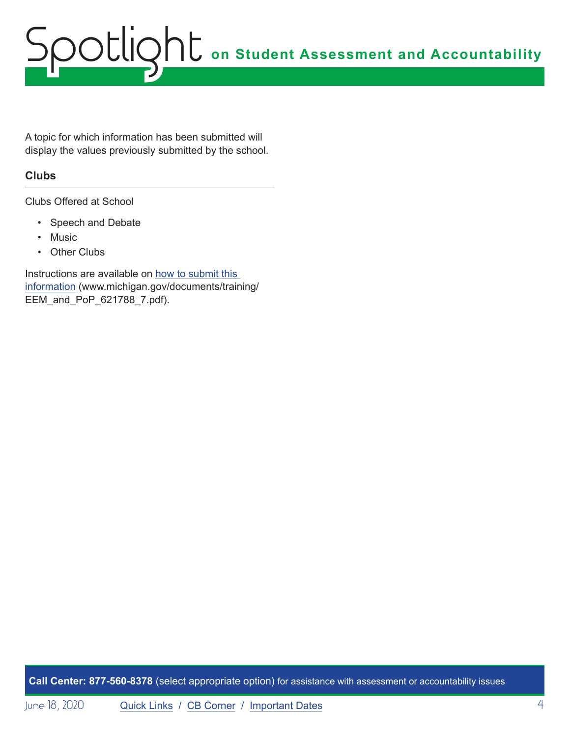A topic for which information has been submitted will display the values previously submitted by the school.

### Clubs

Clubs Offered at School

- Speech and Debate
- Music
- Other Clubs

Instructions are available on how to submit this information (www.michigan.gov/documents/training/EEM_and_PoP_621788_7.pdf).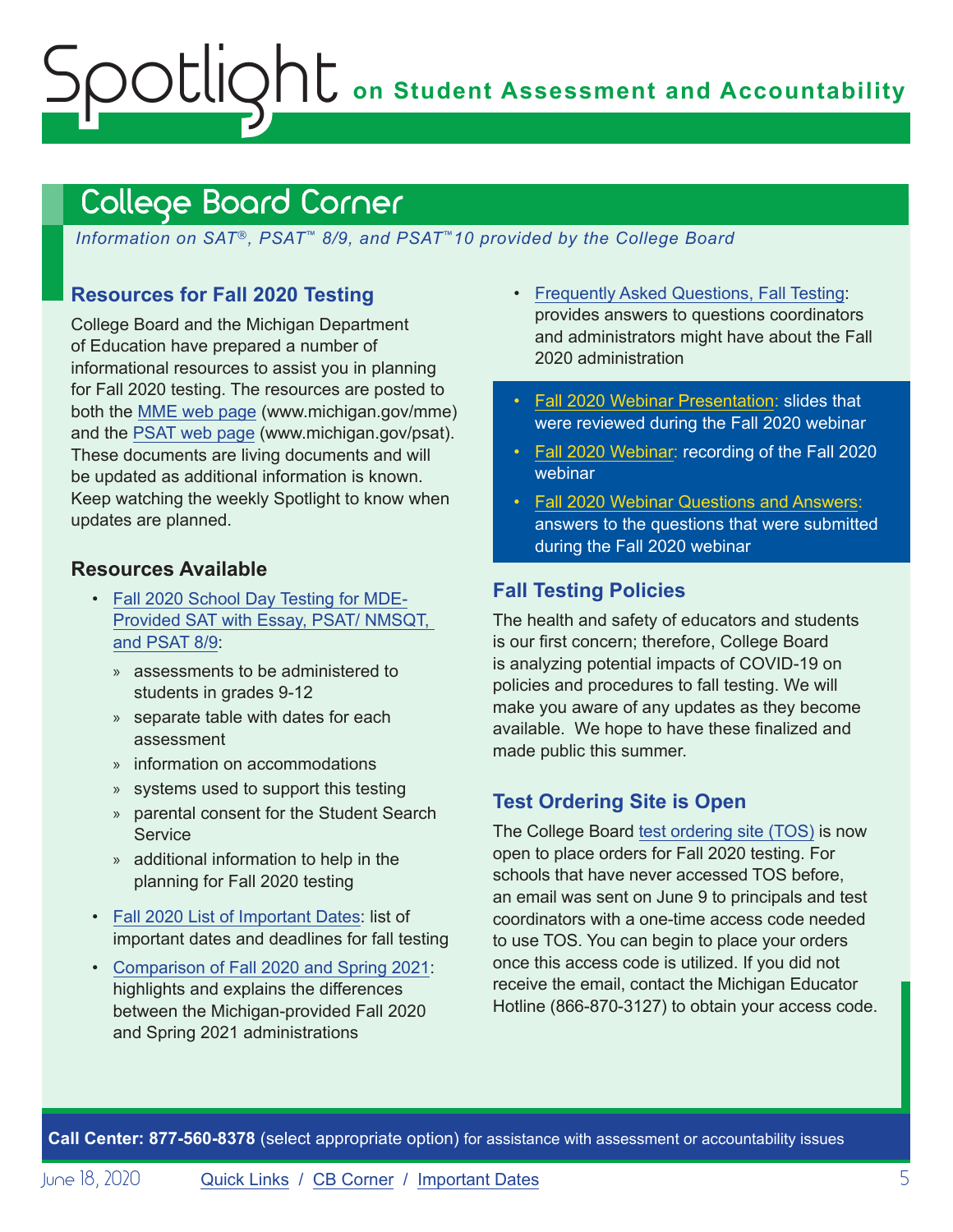# College Board Corner

*Information on SAT®, PSAT™ 8/9, and PSAT™10 provided by the College Board*

## Resources for Fall 2020 Testing

College Board and the Michigan Department of Education have prepared a number of informational resources to assist you in planning for Fall 2020 testing. The resources are posted to both the MME web page (www.michigan.gov/mme) and the PSAT web page (www.michigan.gov/psat). These documents are living documents and will be updated as additional information is known. Keep watching the weekly Spotlight to know when updates are planned.

### Resources Available

- Fall 2020 School Day Testing for MDE-Provided SAT with Essay, PSAT/ NMSQT, and PSAT 8/9:
  - assessments to be administered to students in grades 9-12
  - separate table with dates for each assessment
  - information on accommodations
  - systems used to support this testing
  - parental consent for the Student Search Service
  - additional information to help in the planning for Fall 2020 testing
- Fall 2020 List of Important Dates: list of important dates and deadlines for fall testing
- Comparison of Fall 2020 and Spring 2021: highlights and explains the differences between the Michigan-provided Fall 2020 and Spring 2021 administrations
- Frequently Asked Questions, Fall Testing: provides answers to questions coordinators and administrators might have about the Fall 2020 administration
- Fall 2020 Webinar Presentation: slides that were reviewed during the Fall 2020 webinar
- Fall 2020 Webinar: recording of the Fall 2020 webinar
- Fall 2020 Webinar Questions and Answers: answers to the questions that were submitted during the Fall 2020 webinar

## Fall Testing Policies

The health and safety of educators and students is our first concern; therefore, College Board is analyzing potential impacts of COVID-19 on policies and procedures to fall testing. We will make you aware of any updates as they become available. We hope to have these finalized and made public this summer.

## Test Ordering Site is Open

The College Board test ordering site (TOS) is now open to place orders for Fall 2020 testing. For schools that have never accessed TOS before, an email was sent on June 9 to principals and test coordinators with a one-time access code needed to use TOS. You can begin to place your orders once this access code is utilized. If you did not receive the email, contact the Michigan Educator Hotline (866-870-3127) to obtain your access code.

**Call Center: 877-560-8378** (select appropriate option) for assistance with assessment or accountability issues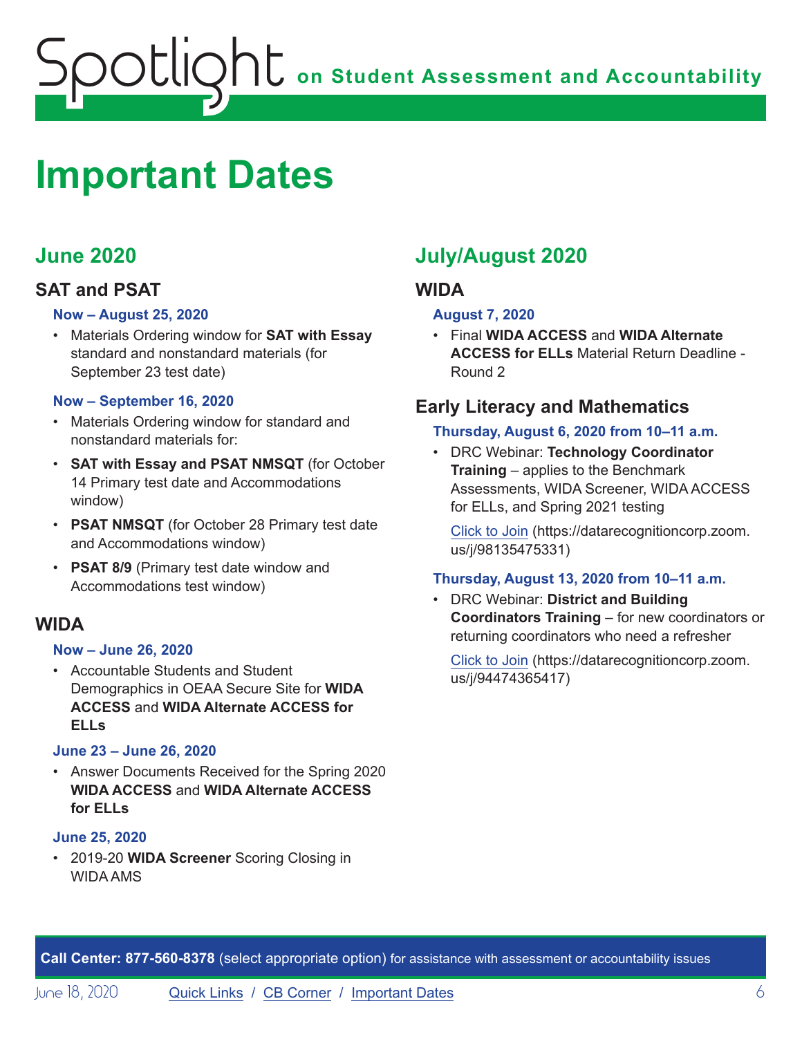# Important Dates

## June 2020

### SAT and PSAT

**Now – August 25, 2020**

- Materials Ordering window for **SAT with Essay** standard and nonstandard materials (for September 23 test date)

**Now – September 16, 2020**

- Materials Ordering window for standard and nonstandard materials for:
- **SAT with Essay and PSAT NMSQT** (for October 14 Primary test date and Accommodations window)
- **PSAT NMSQT** (for October 28 Primary test date and Accommodations window)
- **PSAT 8/9** (Primary test date window and Accommodations test window)

### WIDA

**Now – June 26, 2020**

- Accountable Students and Student Demographics in OEAA Secure Site for **WIDA ACCESS** and **WIDA Alternate ACCESS for ELLs**

**June 23 – June 26, 2020**

- Answer Documents Received for the Spring 2020 **WIDA ACCESS** and **WIDA Alternate ACCESS for ELLs**

**June 25, 2020**

- 2019-20 **WIDA Screener** Scoring Closing in WIDA AMS

## July/August 2020

### WIDA

**August 7, 2020**

- Final **WIDA ACCESS** and **WIDA Alternate ACCESS for ELLs** Material Return Deadline - Round 2

### Early Literacy and Mathematics

**Thursday, August 6, 2020 from 10–11 a.m.**

- DRC Webinar: **Technology Coordinator Training** – applies to the Benchmark Assessments, WIDA Screener, WIDA ACCESS for ELLs, and Spring 2021 testing

  Click to Join (https://datarecognitioncorp.zoom.us/j/98135475331)

**Thursday, August 13, 2020 from 10–11 a.m.**

- DRC Webinar: **District and Building Coordinators Training** – for new coordinators or returning coordinators who need a refresher

  Click to Join (https://datarecognitioncorp.zoom.us/j/94474365417)

**Call Center: 877-560-8378** (select appropriate option) for assistance with assessment or accountability issues